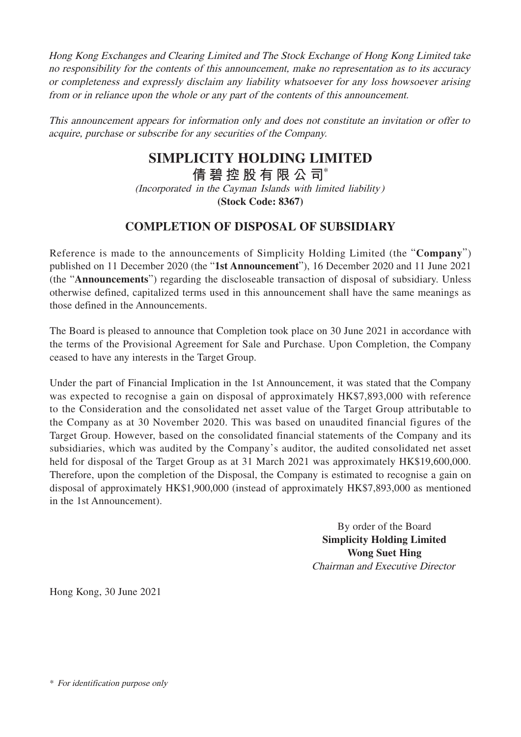*Hong Kong Exchanges and Clearing Limited and The Stock Exchange of Hong Kong Limited take no responsibility for the contents of this announcement, make no representation as to its accuracy or completeness and expressly disclaim any liability whatsoever for any loss howsoever arising from or in reliance upon the whole or any part of the contents of this announcement.*

*This announcement appears for information only and does not constitute an invitation or offer to acquire, purchase or subscribe for any securities of the Company.*

# SIMPLICITY HOLDING LIMITED

# 倩碧控股有限公司*

*(Incorporated in the Cayman Islands with limited liability)*

**(Stock Code: 8367)**

## COMPLETION OF DISPOSAL OF SUBSIDIARY

Reference is made to the announcements of Simplicity Holding Limited (the "**Company**") published on 11 December 2020 (the "**1st Announcement**"), 16 December 2020 and 11 June 2021 (the "**Announcements**") regarding the discloseable transaction of disposal of subsidiary. Unless otherwise defined, capitalized terms used in this announcement shall have the same meanings as those defined in the Announcements.

The Board is pleased to announce that Completion took place on 30 June 2021 in accordance with the terms of the Provisional Agreement for Sale and Purchase. Upon Completion, the Company ceased to have any interests in the Target Group.

Under the part of Financial Implication in the 1st Announcement, it was stated that the Company was expected to recognise a gain on disposal of approximately HK$7,893,000 with reference to the Consideration and the consolidated net asset value of the Target Group attributable to the Company as at 30 November 2020. This was based on unaudited financial figures of the Target Group. However, based on the consolidated financial statements of the Company and its subsidiaries, which was audited by the Company's auditor, the audited consolidated net asset held for disposal of the Target Group as at 31 March 2021 was approximately HK$19,600,000. Therefore, upon the completion of the Disposal, the Company is estimated to recognise a gain on disposal of approximately HK$1,900,000 (instead of approximately HK$7,893,000 as mentioned in the 1st Announcement).

By order of the Board
**Simplicity Holding Limited**
**Wong Suet Hing**
*Chairman and Executive Director*

Hong Kong, 30 June 2021

* *For identification purpose only*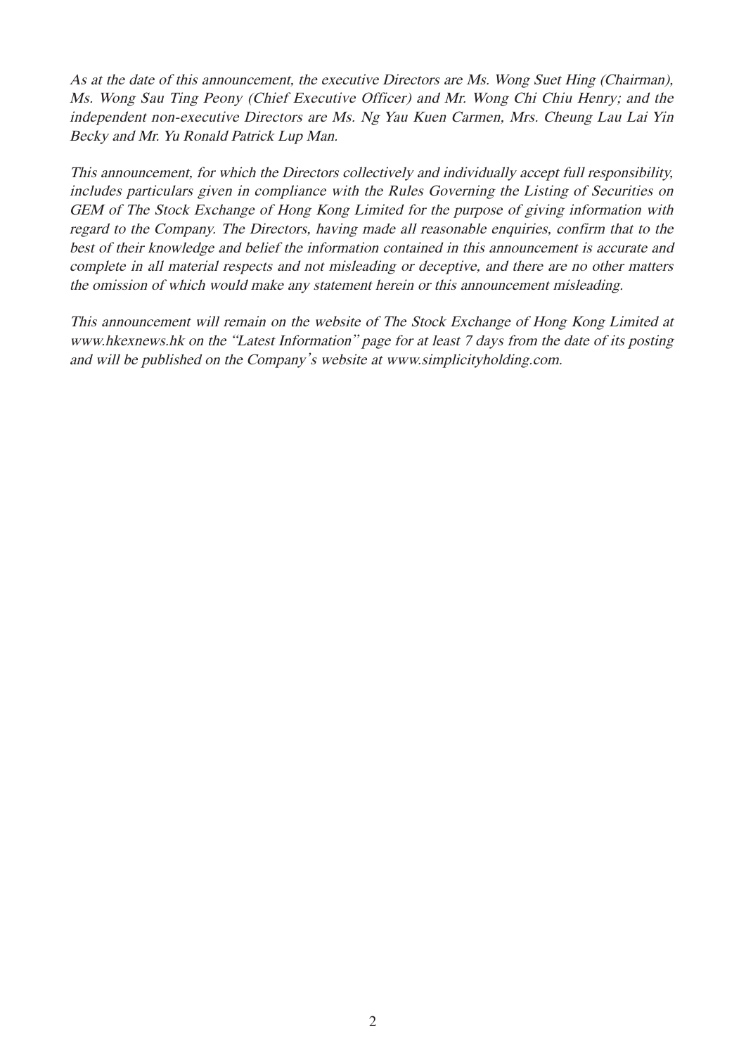*As at the date of this announcement, the executive Directors are Ms. Wong Suet Hing (Chairman), Ms. Wong Sau Ting Peony (Chief Executive Officer) and Mr. Wong Chi Chiu Henry; and the independent non-executive Directors are Ms. Ng Yau Kuen Carmen, Mrs. Cheung Lau Lai Yin Becky and Mr. Yu Ronald Patrick Lup Man.*

*This announcement, for which the Directors collectively and individually accept full responsibility, includes particulars given in compliance with the Rules Governing the Listing of Securities on GEM of The Stock Exchange of Hong Kong Limited for the purpose of giving information with regard to the Company. The Directors, having made all reasonable enquiries, confirm that to the best of their knowledge and belief the information contained in this announcement is accurate and complete in all material respects and not misleading or deceptive, and there are no other matters the omission of which would make any statement herein or this announcement misleading.*

*This announcement will remain on the website of The Stock Exchange of Hong Kong Limited at www.hkexnews.hk on the "Latest Information" page for at least 7 days from the date of its posting and will be published on the Company's website at www.simplicityholding.com.*